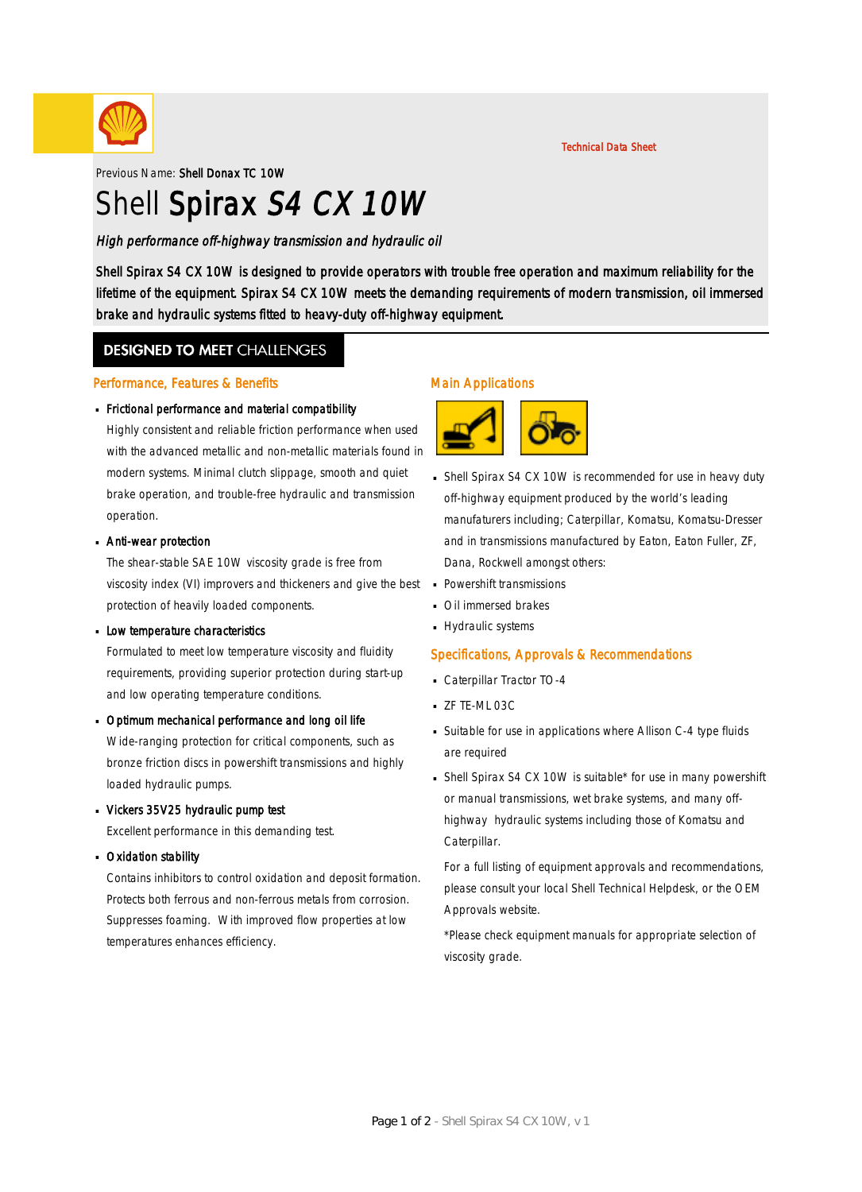Technical Data Sheet

Previous Name: **Shell Donax TC 10W**

# Shell Spirax *S4 CX 10W*

*High performance off-highway transmission and hydraulic oil*

Shell Spirax S4 CX 10W is designed to provide operators with trouble free operation and maximum reliability for the lifetime of the equipment. Spirax S4 CX 10W meets the demanding requirements of modern transmission, oil immersed brake and hydraulic systems fitted to heavy-duty off-highway equipment.

## DESIGNED TO MEET CHALLENGES

### Performance, Features & Benefits

- **Frictional performance and material compatibility**
  Highly consistent and reliable friction performance when used with the advanced metallic and non-metallic materials found in modern systems. Minimal clutch slippage, smooth and quiet brake operation, and trouble-free hydraulic and transmission operation.
- **Anti-wear protection**
  The shear-stable SAE 10W viscosity grade is free from viscosity index (VI) improvers and thickeners and give the best protection of heavily loaded components.
- **Low temperature characteristics**
  Formulated to meet low temperature viscosity and fluidity requirements, providing superior protection during start-up and low operating temperature conditions.
- **Optimum mechanical performance and long oil life**
  Wide-ranging protection for critical components, such as bronze friction discs in powershift transmissions and highly loaded hydraulic pumps.
- **Vickers 35V25 hydraulic pump test**
  Excellent performance in this demanding test.
- **Oxidation stability**
  Contains inhibitors to control oxidation and deposit formation. Protects both ferrous and non-ferrous metals from corrosion. Suppresses foaming. With improved flow properties at low temperatures enhances efficiency.

### Main Applications

- Shell Spirax S4 CX 10W is recommended for use in heavy duty off-highway equipment produced by the world's leading manufacturers including; Caterpillar, Komatsu, Komatsu-Dresser and in transmissions manufactured by Eaton, Eaton Fuller, ZF, Dana, Rockwell amongst others:
- Powershift transmissions
- Oil immersed brakes
- Hydraulic systems

### Specifications, Approvals & Recommendations

- Caterpillar Tractor TO-4
- ZF TE-ML 03C
- Suitable for use in applications where Allison C-4 type fluids are required
- Shell Spirax S4 CX 10W is suitable* for use in many powershift or manual transmissions, wet brake systems, and many off-highway hydraulic systems including those of Komatsu and Caterpillar.

  For a full listing of equipment approvals and recommendations, please consult your local Shell Technical Helpdesk, or the OEM Approvals website.

  *Please check equipment manuals for appropriate selection of viscosity grade.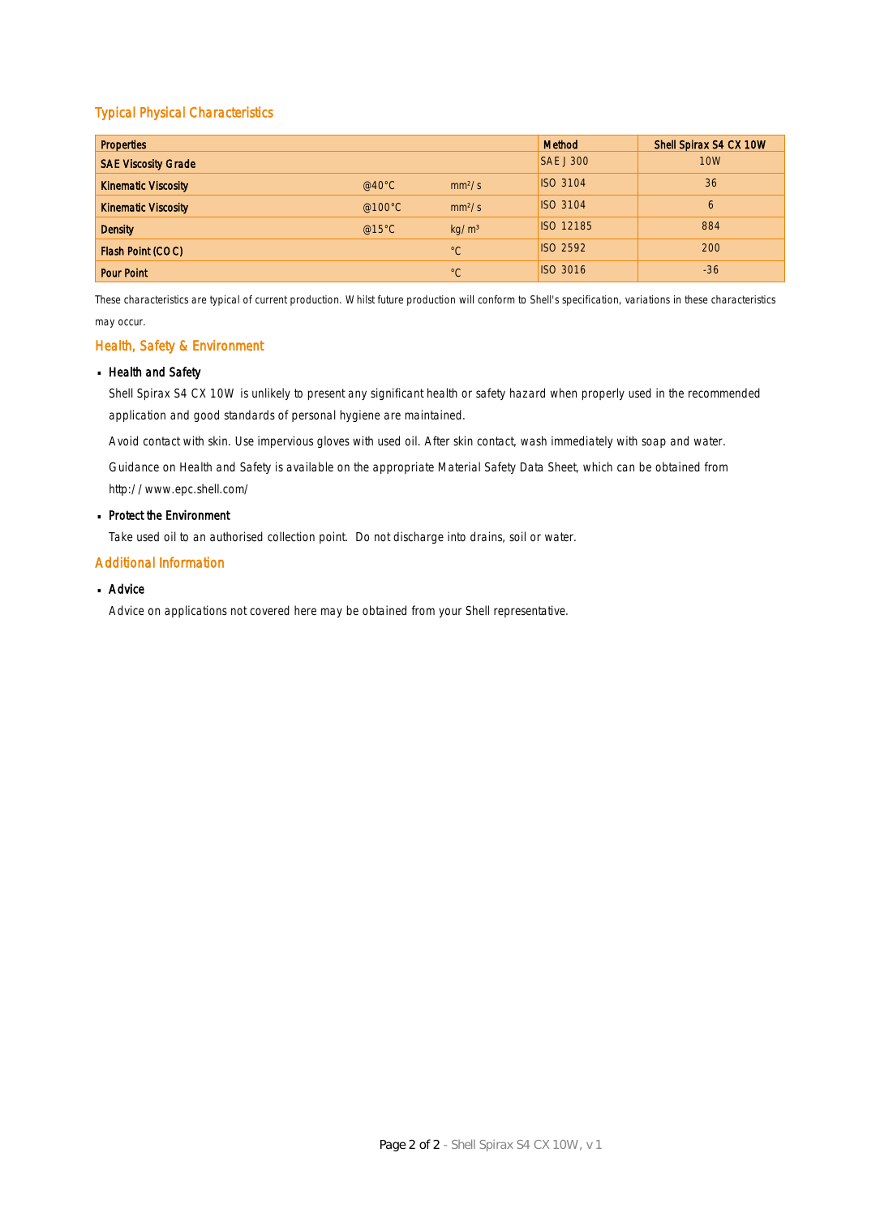## Typical Physical Characteristics

| Properties | | | Method | Shell Spirax S4 CX 10W |
|---|---|---|---|---|
| **SAE Viscosity Grade** | | | SAE J 300 | 10W |
| **Kinematic Viscosity** | @40°C | $mm^2/s$ | ISO 3104 | 36 |
| **Kinematic Viscosity** | @100°C | $mm^2/s$ | ISO 3104 | 6 |
| **Density** | @15°C | $kg/m^3$ | ISO 12185 | 884 |
| **Flash Point (COC)** | | °C | ISO 2592 | 200 |
| **Pour Point** | | °C | ISO 3016 | -36 |

These characteristics are typical of current production. Whilst future production will conform to Shell's specification, variations in these characteristics may occur.

## Health, Safety & Environment

- **Health and Safety**

  Shell Spirax S4 CX 10W is unlikely to present any significant health or safety hazard when properly used in the recommended application and good standards of personal hygiene are maintained.

  Avoid contact with skin. Use impervious gloves with used oil. After skin contact, wash immediately with soap and water.

  Guidance on Health and Safety is available on the appropriate Material Safety Data Sheet, which can be obtained from http://www.epc.shell.com/

- **Protect the Environment**

  Take used oil to an authorised collection point. Do not discharge into drains, soil or water.

## Additional Information

- **Advice**

  Advice on applications not covered here may be obtained from your Shell representative.